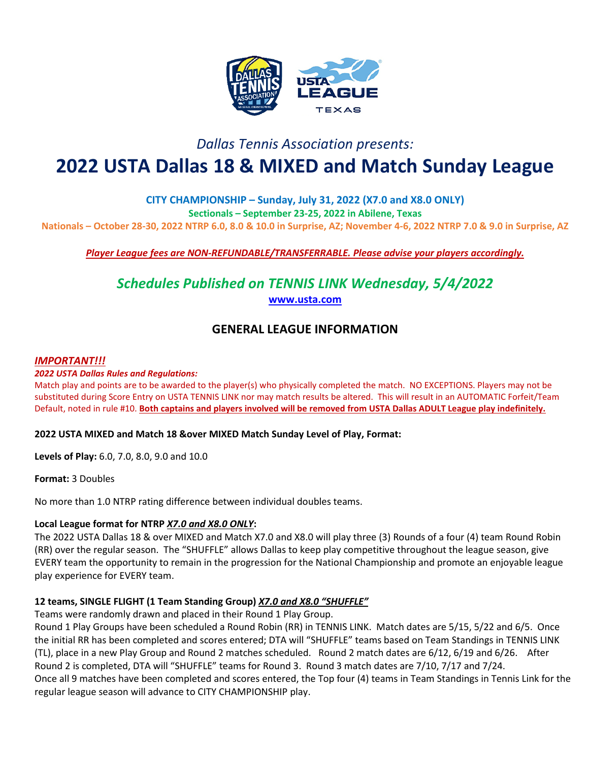*Dallas Tennis Association presents:*

# 2022 USTA Dallas 18 & MIXED and Match Sunday League

**CITY CHAMPIONSHIP – Sunday, July 31, 2022 (X7.0 and X8.0 ONLY)**

**Sectionals – September 23-25, 2022 in Abilene, Texas**

**Nationals – October 28-30, 2022 NTRP 6.0, 8.0 & 10.0 in Surprise, AZ; November 4-6, 2022 NTRP 7.0 & 9.0 in Surprise, AZ**

***Player League fees are NON-REFUNDABLE/TRANSFERRABLE. Please advise your players accordingly.***

## *Schedules Published on TENNIS LINK Wednesday, 5/4/2022*

**www.usta.com**

## GENERAL LEAGUE INFORMATION

***IMPORTANT!!!***

***2022 USTA Dallas Rules and Regulations:***

Match play and points are to be awarded to the player(s) who physically completed the match. NO EXCEPTIONS. Players may not be substituted during Score Entry on USTA TENNIS LINK nor may match results be altered. This will result in an AUTOMATIC Forfeit/Team Default, noted in rule #10. **Both captains and players involved will be removed from USTA Dallas ADULT League play indefinitely.**

**2022 USTA MIXED and Match 18 &over MIXED Match Sunday Level of Play, Format:**

**Levels of Play:** 6.0, 7.0, 8.0, 9.0 and 10.0

**Format:** 3 Doubles

No more than 1.0 NTRP rating difference between individual doubles teams.

**Local League format for NTRP *X7.0 and X8.0 ONLY*:**

The 2022 USTA Dallas 18 & over MIXED and Match X7.0 and X8.0 will play three (3) Rounds of a four (4) team Round Robin (RR) over the regular season. The "SHUFFLE" allows Dallas to keep play competitive throughout the league season, give EVERY team the opportunity to remain in the progression for the National Championship and promote an enjoyable league play experience for EVERY team.

**12 teams, SINGLE FLIGHT (1 Team Standing Group) *X7.0 and X8.0 "SHUFFLE"***

Teams were randomly drawn and placed in their Round 1 Play Group.

Round 1 Play Groups have been scheduled a Round Robin (RR) in TENNIS LINK. Match dates are 5/15, 5/22 and 6/5. Once the initial RR has been completed and scores entered; DTA will "SHUFFLE" teams based on Team Standings in TENNIS LINK (TL), place in a new Play Group and Round 2 matches scheduled. Round 2 match dates are 6/12, 6/19 and 6/26. After Round 2 is completed, DTA will "SHUFFLE" teams for Round 3. Round 3 match dates are 7/10, 7/17 and 7/24.

Once all 9 matches have been completed and scores entered, the Top four (4) teams in Team Standings in Tennis Link for the regular league season will advance to CITY CHAMPIONSHIP play.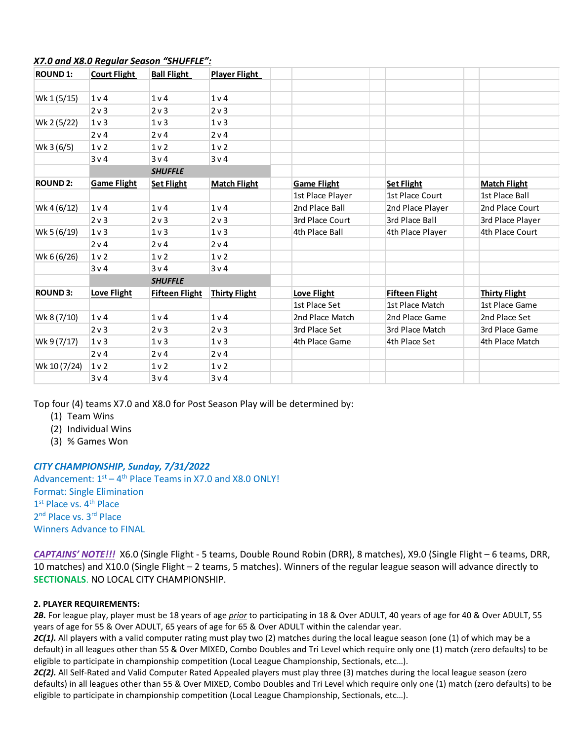***X7.0 and X8.0 Regular Season "SHUFFLE":***

| ROUND 1: | Court Flight | Ball Flight | Player Flight | | | | | | |
|---|---|---|---|---|---|---|---|---|---|
| | | | | | | | | | |
| Wk 1 (5/15) | 1 v 4 | 1 v 4 | 1 v 4 | | | | | | |
| | 2 v 3 | 2 v 3 | 2 v 3 | | | | | | |
| Wk 2 (5/22) | 1 v 3 | 1 v 3 | 1 v 3 | | | | | | |
| | 2 v 4 | 2 v 4 | 2 v 4 | | | | | | |
| Wk 3 (6/5) | 1 v 2 | 1 v 2 | 1 v 2 | | | | | | |
| | 3 v 4 | 3 v 4 | 3 v 4 | | | | | | |
| | | ***SHUFFLE*** | | | | | | | |
| **ROUND 2:** | Game Flight | Set Flight | Match Flight | | Game Flight | | Set Flight | | Match Flight |
| | | | | | 1st Place Player | | 1st Place Court | | 1st Place Ball |
| Wk 4 (6/12) | 1 v 4 | 1 v 4 | 1 v 4 | | 2nd Place Ball | | 2nd Place Player | | 2nd Place Court |
| | 2 v 3 | 2 v 3 | 2 v 3 | | 3rd Place Court | | 3rd Place Ball | | 3rd Place Player |
| Wk 5 (6/19) | 1 v 3 | 1 v 3 | 1 v 3 | | 4th Place Ball | | 4th Place Player | | 4th Place Court |
| | 2 v 4 | 2 v 4 | 2 v 4 | | | | | | |
| Wk 6 (6/26) | 1 v 2 | 1 v 2 | 1 v 2 | | | | | | |
| | 3 v 4 | 3 v 4 | 3 v 4 | | | | | | |
| | | ***SHUFFLE*** | | | | | | | |
| **ROUND 3:** | Love Flight | Fifteen Flight | Thirty Flight | | Love Flight | | Fifteen Flight | | Thirty Flight |
| | | | | | 1st Place Set | | 1st Place Match | | 1st Place Game |
| Wk 8 (7/10) | 1 v 4 | 1 v 4 | 1 v 4 | | 2nd Place Match | | 2nd Place Game | | 2nd Place Set |
| | 2 v 3 | 2 v 3 | 2 v 3 | | 3rd Place Set | | 3rd Place Match | | 3rd Place Game |
| Wk 9 (7/17) | 1 v 3 | 1 v 3 | 1 v 3 | | 4th Place Game | | 4th Place Set | | 4th Place Match |
| | 2 v 4 | 2 v 4 | 2 v 4 | | | | | | |
| Wk 10 (7/24) | 1 v 2 | 1 v 2 | 1 v 2 | | | | | | |
| | 3 v 4 | 3 v 4 | 3 v 4 | | | | | | |

Top four (4) teams X7.0 and X8.0 for Post Season Play will be determined by:
(1) Team Wins
(2) Individual Wins
(3) % Games Won

***CITY CHAMPIONSHIP, Sunday, 7/31/2022***
Advancement: 1st – 4th Place Teams in X7.0 and X8.0 ONLY!
Format: Single Elimination
1st Place vs. 4th Place
2nd Place vs. 3rd Place
Winners Advance to FINAL

***CAPTAINS' NOTE!!!*** X6.0 (Single Flight - 5 teams, Double Round Robin (DRR), 8 matches), X9.0 (Single Flight – 6 teams, DRR, 10 matches) and X10.0 (Single Flight – 2 teams, 5 matches). Winners of the regular league season will advance directly to **SECTIONALS**. NO LOCAL CITY CHAMPIONSHIP.

**2. PLAYER REQUIREMENTS:**

***2B.*** For league play, player must be 18 years of age *prior* to participating in 18 & Over ADULT, 40 years of age for 40 & Over ADULT, 55 years of age for 55 & Over ADULT, 65 years of age for 65 & Over ADULT within the calendar year.

***2C(1).*** All players with a valid computer rating must play two (2) matches during the local league season (one (1) of which may be a default) in all leagues other than 55 & Over MIXED, Combo Doubles and Tri Level which require only one (1) match (zero defaults) to be eligible to participate in championship competition (Local League Championship, Sectionals, etc…).

***2C(2).*** All Self-Rated and Valid Computer Rated Appealed players must play three (3) matches during the local league season (zero defaults) in all leagues other than 55 & Over MIXED, Combo Doubles and Tri Level which require only one (1) match (zero defaults) to be eligible to participate in championship competition (Local League Championship, Sectionals, etc…).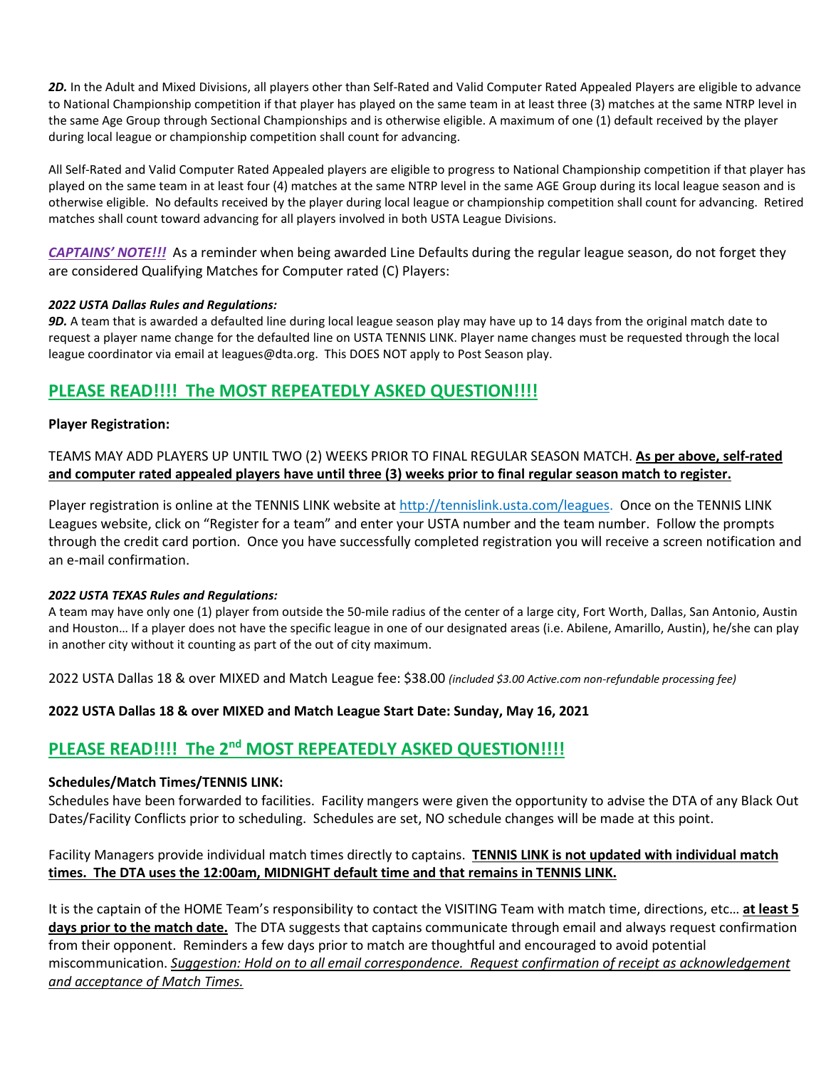***2D.*** In the Adult and Mixed Divisions, all players other than Self-Rated and Valid Computer Rated Appealed Players are eligible to advance to National Championship competition if that player has played on the same team in at least three (3) matches at the same NTRP level in the same Age Group through Sectional Championships and is otherwise eligible. A maximum of one (1) default received by the player during local league or championship competition shall count for advancing.

All Self-Rated and Valid Computer Rated Appealed players are eligible to progress to National Championship competition if that player has played on the same team in at least four (4) matches at the same NTRP level in the same AGE Group during its local league season and is otherwise eligible. No defaults received by the player during local league or championship competition shall count for advancing. Retired matches shall count toward advancing for all players involved in both USTA League Divisions.

***CAPTAINS' NOTE!!!*** As a reminder when being awarded Line Defaults during the regular league season, do not forget they are considered Qualifying Matches for Computer rated (C) Players:

***2022 USTA Dallas Rules and Regulations:***
***9D.*** A team that is awarded a defaulted line during local league season play may have up to 14 days from the original match date to request a player name change for the defaulted line on USTA TENNIS LINK. Player name changes must be requested through the local league coordinator via email at leagues@dta.org. This DOES NOT apply to Post Season play.

## PLEASE READ!!!! The MOST REPEATEDLY ASKED QUESTION!!!!

**Player Registration:**

TEAMS MAY ADD PLAYERS UP UNTIL TWO (2) WEEKS PRIOR TO FINAL REGULAR SEASON MATCH. **As per above, self-rated and computer rated appealed players have until three (3) weeks prior to final regular season match to register.**

Player registration is online at the TENNIS LINK website at http://tennislink.usta.com/leagues. Once on the TENNIS LINK Leagues website, click on "Register for a team" and enter your USTA number and the team number. Follow the prompts through the credit card portion. Once you have successfully completed registration you will receive a screen notification and an e-mail confirmation.

***2022 USTA TEXAS Rules and Regulations:***
A team may have only one (1) player from outside the 50-mile radius of the center of a large city, Fort Worth, Dallas, San Antonio, Austin and Houston… If a player does not have the specific league in one of our designated areas (i.e. Abilene, Amarillo, Austin), he/she can play in another city without it counting as part of the out of city maximum.

2022 USTA Dallas 18 & over MIXED and Match League fee: $38.00 *(included $3.00 Active.com non-refundable processing fee)*

**2022 USTA Dallas 18 & over MIXED and Match League Start Date: Sunday, May 16, 2021**

## PLEASE READ!!!! The 2nd MOST REPEATEDLY ASKED QUESTION!!!!

**Schedules/Match Times/TENNIS LINK:**
Schedules have been forwarded to facilities. Facility mangers were given the opportunity to advise the DTA of any Black Out Dates/Facility Conflicts prior to scheduling. Schedules are set, NO schedule changes will be made at this point.

Facility Managers provide individual match times directly to captains. **TENNIS LINK is not updated with individual match times. The DTA uses the 12:00am, MIDNIGHT default time and that remains in TENNIS LINK.**

It is the captain of the HOME Team's responsibility to contact the VISITING Team with match time, directions, etc… **at least 5 days prior to the match date.** The DTA suggests that captains communicate through email and always request confirmation from their opponent. Reminders a few days prior to match are thoughtful and encouraged to avoid potential miscommunication. *Suggestion: Hold on to all email correspondence. Request confirmation of receipt as acknowledgement and acceptance of Match Times.*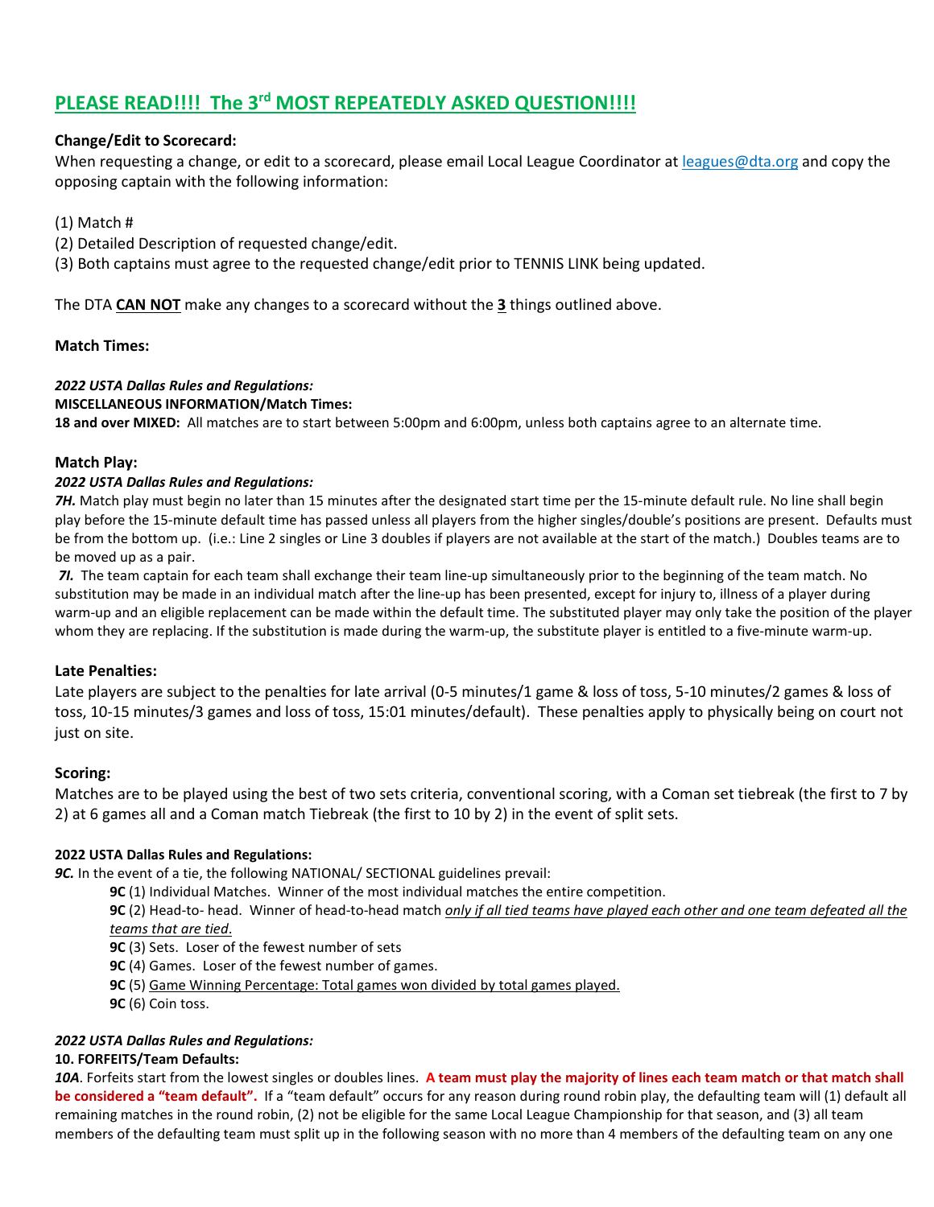## **PLEASE READ!!!! The 3rd MOST REPEATEDLY ASKED QUESTION!!!!**

**Change/Edit to Scorecard:**

When requesting a change, or edit to a scorecard, please email Local League Coordinator at leagues@dta.org and copy the opposing captain with the following information:

(1) Match #
(2) Detailed Description of requested change/edit.
(3) Both captains must agree to the requested change/edit prior to TENNIS LINK being updated.

The DTA **CAN NOT** make any changes to a scorecard without the **3** things outlined above.

**Match Times:**

***2022 USTA Dallas Rules and Regulations:***
**MISCELLANEOUS INFORMATION/Match Times:**
**18 and over MIXED:** All matches are to start between 5:00pm and 6:00pm, unless both captains agree to an alternate time.

**Match Play:**

***2022 USTA Dallas Rules and Regulations:***
***7H.*** Match play must begin no later than 15 minutes after the designated start time per the 15-minute default rule. No line shall begin play before the 15-minute default time has passed unless all players from the higher singles/double's positions are present. Defaults must be from the bottom up. (i.e.: Line 2 singles or Line 3 doubles if players are not available at the start of the match.) Doubles teams are to be moved up as a pair.
***7I.*** The team captain for each team shall exchange their team line-up simultaneously prior to the beginning of the team match. No substitution may be made in an individual match after the line-up has been presented, except for injury to, illness of a player during warm-up and an eligible replacement can be made within the default time. The substituted player may only take the position of the player whom they are replacing. If the substitution is made during the warm-up, the substitute player is entitled to a five-minute warm-up.

**Late Penalties:**

Late players are subject to the penalties for late arrival (0-5 minutes/1 game & loss of toss, 5-10 minutes/2 games & loss of toss, 10-15 minutes/3 games and loss of toss, 15:01 minutes/default). These penalties apply to physically being on court not just on site.

**Scoring:**

Matches are to be played using the best of two sets criteria, conventional scoring, with a Coman set tiebreak (the first to 7 by 2) at 6 games all and a Coman match Tiebreak (the first to 10 by 2) in the event of split sets.

**2022 USTA Dallas Rules and Regulations:**
***9C.*** In the event of a tie, the following NATIONAL/ SECTIONAL guidelines prevail:

- **9C** (1) Individual Matches. Winner of the most individual matches the entire competition.
- **9C** (2) Head-to- head. Winner of head-to-head match *only if all tied teams have played each other and one team defeated all the teams that are tied*.
- **9C** (3) Sets. Loser of the fewest number of sets
- **9C** (4) Games. Loser of the fewest number of games.
- **9C** (5) Game Winning Percentage: Total games won divided by total games played.
- **9C** (6) Coin toss.

***2022 USTA Dallas Rules and Regulations:***
**10. FORFEITS/Team Defaults:**
***10A***. Forfeits start from the lowest singles or doubles lines. **A team must play the majority of lines each team match or that match shall be considered a "team default".** If a "team default" occurs for any reason during round robin play, the defaulting team will (1) default all remaining matches in the round robin, (2) not be eligible for the same Local League Championship for that season, and (3) all team members of the defaulting team must split up in the following season with no more than 4 members of the defaulting team on any one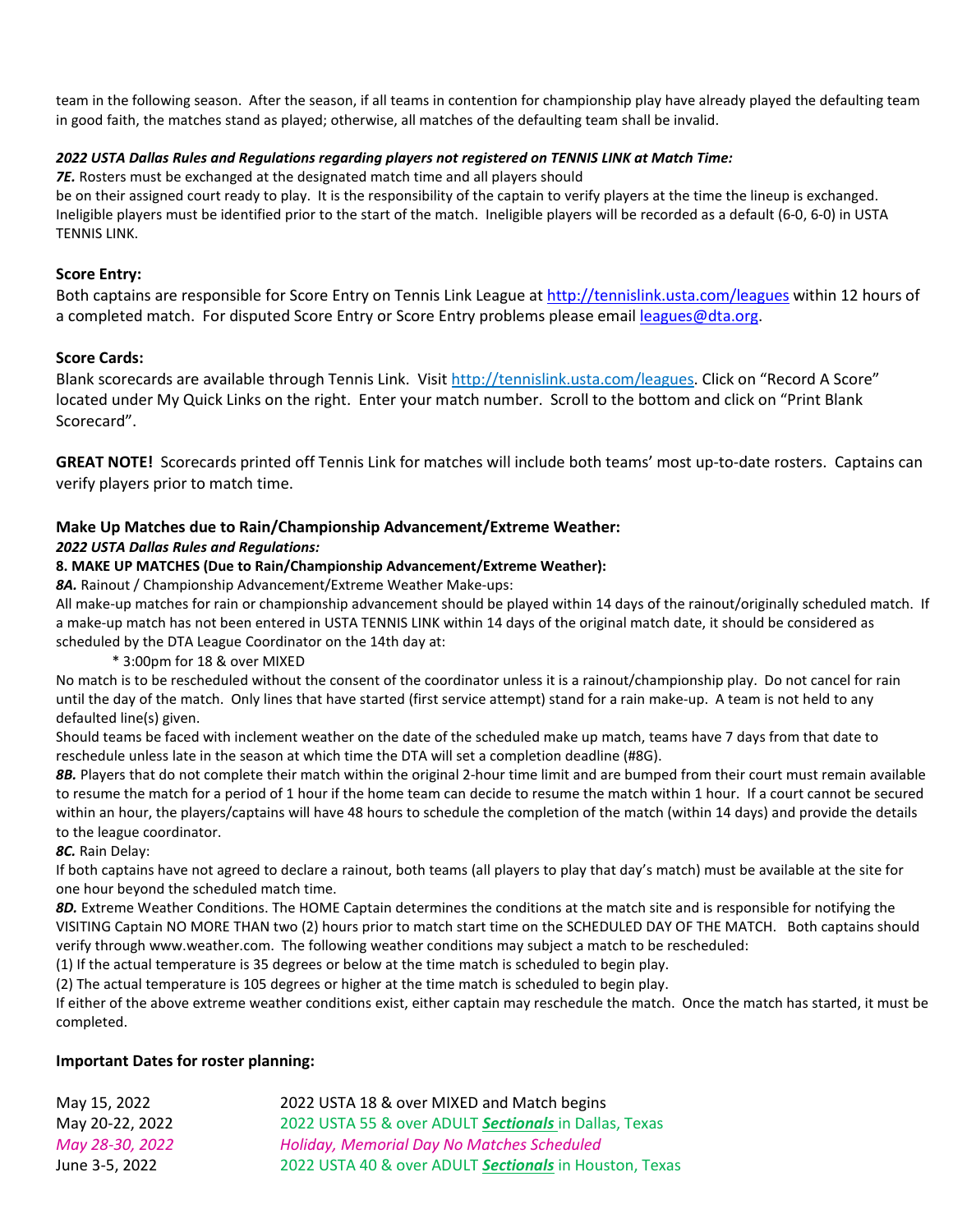team in the following season. After the season, if all teams in contention for championship play have already played the defaulting team in good faith, the matches stand as played; otherwise, all matches of the defaulting team shall be invalid.

***2022 USTA Dallas Rules and Regulations regarding players not registered on TENNIS LINK at Match Time:***

***7E.*** Rosters must be exchanged at the designated match time and all players should be on their assigned court ready to play. It is the responsibility of the captain to verify players at the time the lineup is exchanged. Ineligible players must be identified prior to the start of the match. Ineligible players will be recorded as a default (6-0, 6-0) in USTA TENNIS LINK.

**Score Entry:**

Both captains are responsible for Score Entry on Tennis Link League at http://tennislink.usta.com/leagues within 12 hours of a completed match. For disputed Score Entry or Score Entry problems please email leagues@dta.org.

**Score Cards:**

Blank scorecards are available through Tennis Link. Visit http://tennislink.usta.com/leagues. Click on "Record A Score" located under My Quick Links on the right. Enter your match number. Scroll to the bottom and click on "Print Blank Scorecard".

**GREAT NOTE!** Scorecards printed off Tennis Link for matches will include both teams' most up-to-date rosters. Captains can verify players prior to match time.

**Make Up Matches due to Rain/Championship Advancement/Extreme Weather:**

***2022 USTA Dallas Rules and Regulations:***

**8. MAKE UP MATCHES (Due to Rain/Championship Advancement/Extreme Weather):**

***8A.*** Rainout / Championship Advancement/Extreme Weather Make-ups:

All make-up matches for rain or championship advancement should be played within 14 days of the rainout/originally scheduled match. If a make-up match has not been entered in USTA TENNIS LINK within 14 days of the original match date, it should be considered as scheduled by the DTA League Coordinator on the 14th day at:

* 3:00pm for 18 & over MIXED

No match is to be rescheduled without the consent of the coordinator unless it is a rainout/championship play. Do not cancel for rain until the day of the match. Only lines that have started (first service attempt) stand for a rain make-up. A team is not held to any defaulted line(s) given.

Should teams be faced with inclement weather on the date of the scheduled make up match, teams have 7 days from that date to reschedule unless late in the season at which time the DTA will set a completion deadline (#8G).

***8B.*** Players that do not complete their match within the original 2-hour time limit and are bumped from their court must remain available to resume the match for a period of 1 hour if the home team can decide to resume the match within 1 hour. If a court cannot be secured within an hour, the players/captains will have 48 hours to schedule the completion of the match (within 14 days) and provide the details to the league coordinator.

***8C.*** Rain Delay:

If both captains have not agreed to declare a rainout, both teams (all players to play that day's match) must be available at the site for one hour beyond the scheduled match time.

***8D.*** Extreme Weather Conditions. The HOME Captain determines the conditions at the match site and is responsible for notifying the VISITING Captain NO MORE THAN two (2) hours prior to match start time on the SCHEDULED DAY OF THE MATCH. Both captains should verify through www.weather.com. The following weather conditions may subject a match to be rescheduled:

(1) If the actual temperature is 35 degrees or below at the time match is scheduled to begin play.

(2) The actual temperature is 105 degrees or higher at the time match is scheduled to begin play.

If either of the above extreme weather conditions exist, either captain may reschedule the match. Once the match has started, it must be completed.

**Important Dates for roster planning:**

| | |
|---|---|
| May 15, 2022 | 2022 USTA 18 & over MIXED and Match begins |
| May 20-22, 2022 | 2022 USTA 55 & over ADULT ***Sectionals*** in Dallas, Texas |
| *May 28-30, 2022* | *Holiday, Memorial Day No Matches Scheduled* |
| June 3-5, 2022 | 2022 USTA 40 & over ADULT ***Sectionals*** in Houston, Texas |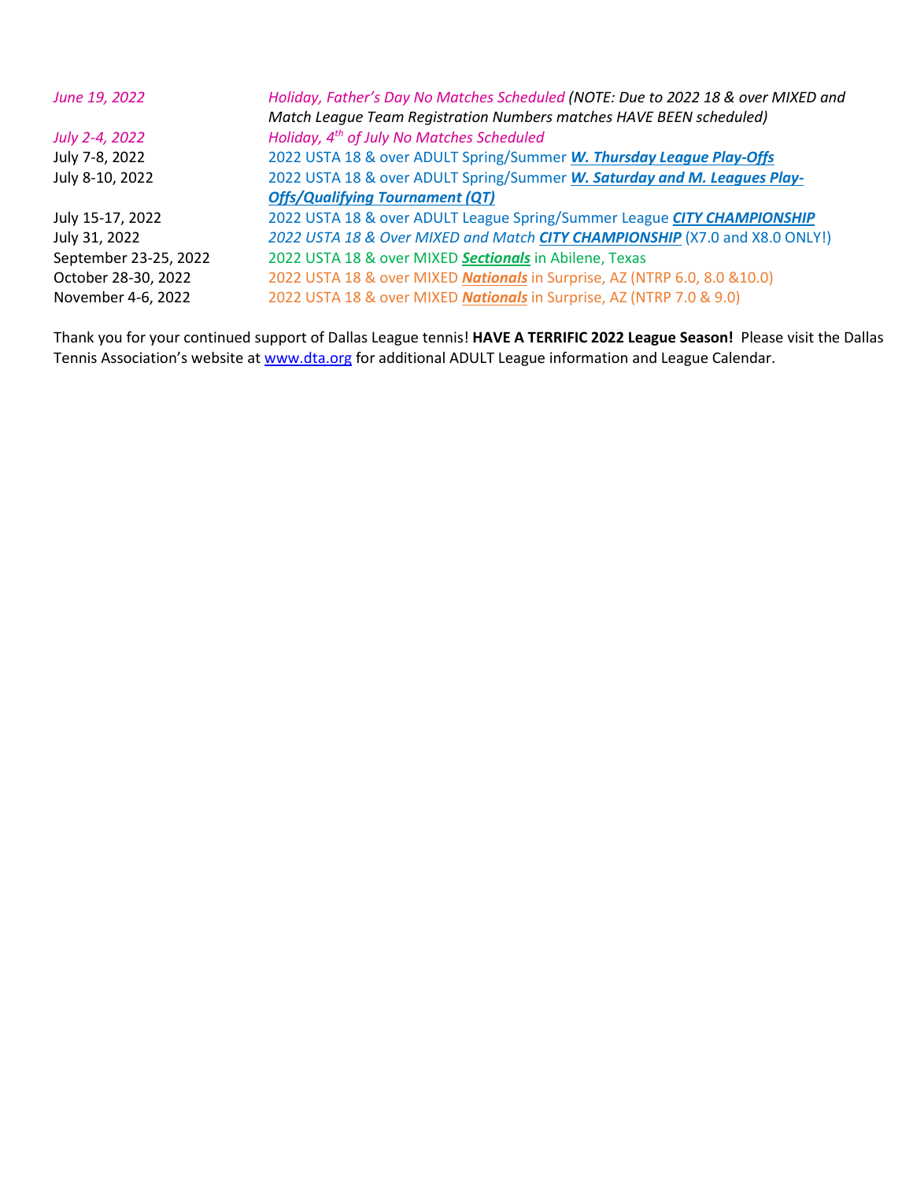| | |
|---|---|
| *June 19, 2022* | *Holiday, Father's Day No Matches Scheduled (NOTE: Due to 2022 18 & over MIXED and Match League Team Registration Numbers matches HAVE BEEN scheduled)* |
| *July 2-4, 2022* | *Holiday, 4th of July No Matches Scheduled* |
| July 7-8, 2022 | 2022 USTA 18 & over ADULT Spring/Summer ***W. Thursday League Play-Offs*** |
| July 8-10, 2022 | 2022 USTA 18 & over ADULT Spring/Summer ***W. Saturday and M. Leagues Play-Offs/Qualifying Tournament (QT)*** |
| July 15-17, 2022 | 2022 USTA 18 & over ADULT League Spring/Summer League ***CITY CHAMPIONSHIP*** |
| July 31, 2022 | *2022 USTA 18 & Over MIXED and Match **CITY CHAMPIONSHIP*** (X7.0 and X8.0 ONLY!) |
| September 23-25, 2022 | 2022 USTA 18 & over MIXED ***Sectionals*** in Abilene, Texas |
| October 28-30, 2022 | 2022 USTA 18 & over MIXED ***Nationals*** in Surprise, AZ (NTRP 6.0, 8.0 &10.0) |
| November 4-6, 2022 | 2022 USTA 18 & over MIXED ***Nationals*** in Surprise, AZ (NTRP 7.0 & 9.0) |

Thank you for your continued support of Dallas League tennis! **HAVE A TERRIFIC 2022 League Season!** Please visit the Dallas Tennis Association's website at www.dta.org for additional ADULT League information and League Calendar.